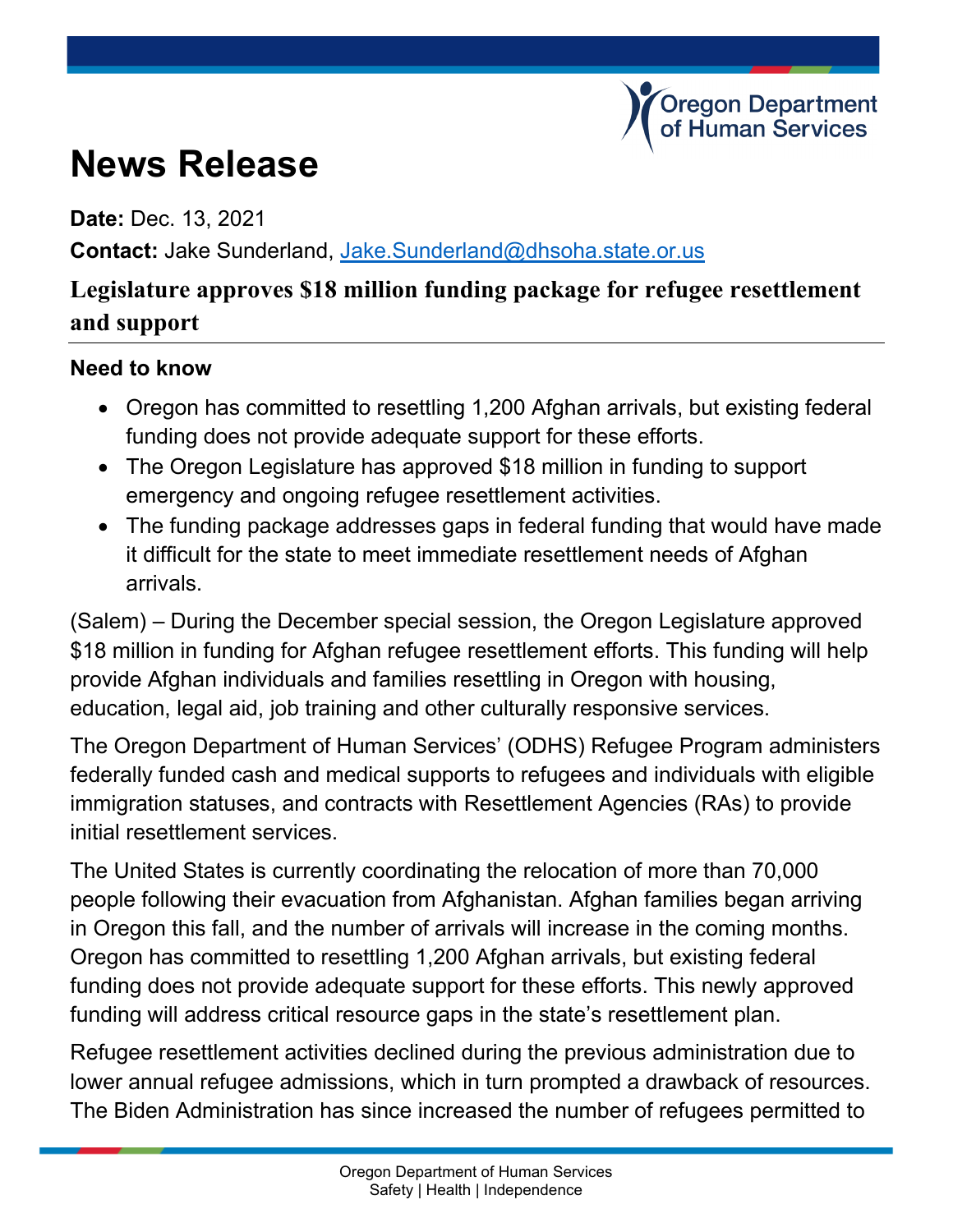# News Release

**Date:** Dec. 13, 2021

**Contact:** Jake Sunderland, Jake.Sunderland@dhsoha.state.or.us

## Legislature approves $18 million funding package for refugee resettlement and support

### Need to know

- Oregon has committed to resettling 1,200 Afghan arrivals, but existing federal funding does not provide adequate support for these efforts.
- The Oregon Legislature has approved $18 million in funding to support emergency and ongoing refugee resettlement activities.
- The funding package addresses gaps in federal funding that would have made it difficult for the state to meet immediate resettlement needs of Afghan arrivals.

(Salem) – During the December special session, the Oregon Legislature approved $18 million in funding for Afghan refugee resettlement efforts. This funding will help provide Afghan individuals and families resettling in Oregon with housing, education, legal aid, job training and other culturally responsive services.

The Oregon Department of Human Services' (ODHS) Refugee Program administers federally funded cash and medical supports to refugees and individuals with eligible immigration statuses, and contracts with Resettlement Agencies (RAs) to provide initial resettlement services.

The United States is currently coordinating the relocation of more than 70,000 people following their evacuation from Afghanistan. Afghan families began arriving in Oregon this fall, and the number of arrivals will increase in the coming months. Oregon has committed to resettling 1,200 Afghan arrivals, but existing federal funding does not provide adequate support for these efforts. This newly approved funding will address critical resource gaps in the state's resettlement plan.

Refugee resettlement activities declined during the previous administration due to lower annual refugee admissions, which in turn prompted a drawback of resources. The Biden Administration has since increased the number of refugees permitted to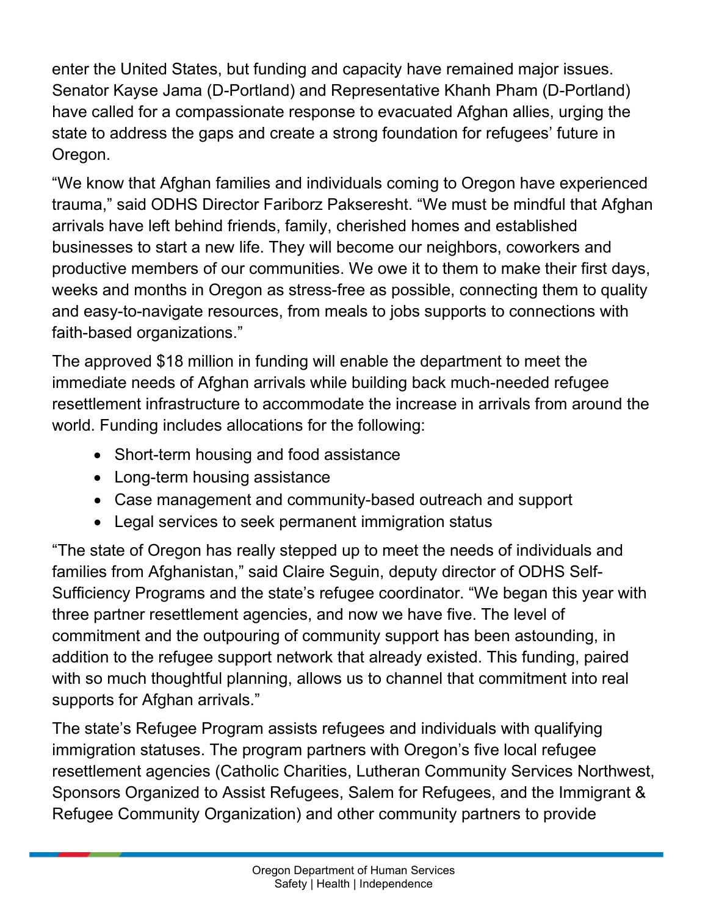enter the United States, but funding and capacity have remained major issues. Senator Kayse Jama (D-Portland) and Representative Khanh Pham (D-Portland) have called for a compassionate response to evacuated Afghan allies, urging the state to address the gaps and create a strong foundation for refugees' future in Oregon.

"We know that Afghan families and individuals coming to Oregon have experienced trauma," said ODHS Director Fariborz Pakseresht. "We must be mindful that Afghan arrivals have left behind friends, family, cherished homes and established businesses to start a new life. They will become our neighbors, coworkers and productive members of our communities. We owe it to them to make their first days, weeks and months in Oregon as stress-free as possible, connecting them to quality and easy-to-navigate resources, from meals to jobs supports to connections with faith-based organizations."

The approved $18 million in funding will enable the department to meet the immediate needs of Afghan arrivals while building back much-needed refugee resettlement infrastructure to accommodate the increase in arrivals from around the world. Funding includes allocations for the following:

- Short-term housing and food assistance
- Long-term housing assistance
- Case management and community-based outreach and support
- Legal services to seek permanent immigration status

"The state of Oregon has really stepped up to meet the needs of individuals and families from Afghanistan," said Claire Seguin, deputy director of ODHS Self-Sufficiency Programs and the state's refugee coordinator. "We began this year with three partner resettlement agencies, and now we have five. The level of commitment and the outpouring of community support has been astounding, in addition to the refugee support network that already existed. This funding, paired with so much thoughtful planning, allows us to channel that commitment into real supports for Afghan arrivals."

The state's Refugee Program assists refugees and individuals with qualifying immigration statuses. The program partners with Oregon's five local refugee resettlement agencies (Catholic Charities, Lutheran Community Services Northwest, Sponsors Organized to Assist Refugees, Salem for Refugees, and the Immigrant & Refugee Community Organization) and other community partners to provide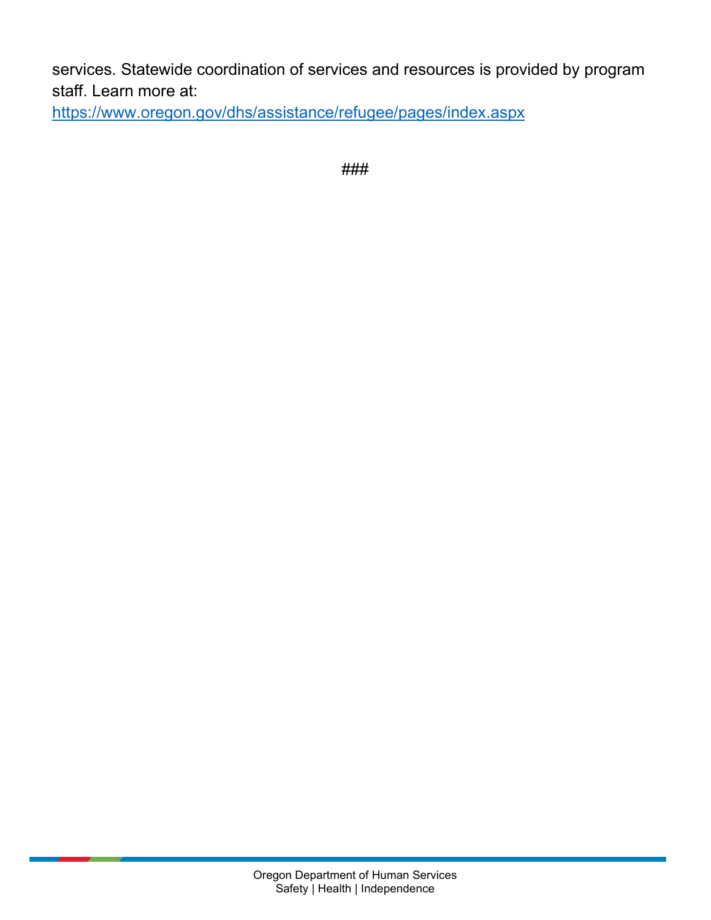services. Statewide coordination of services and resources is provided by program staff. Learn more at: [https://www.oregon.gov/dhs/assistance/refugee/pages/index.aspx](https://www.oregon.gov/dhs/assistance/refugee/pages/index.aspx)

###